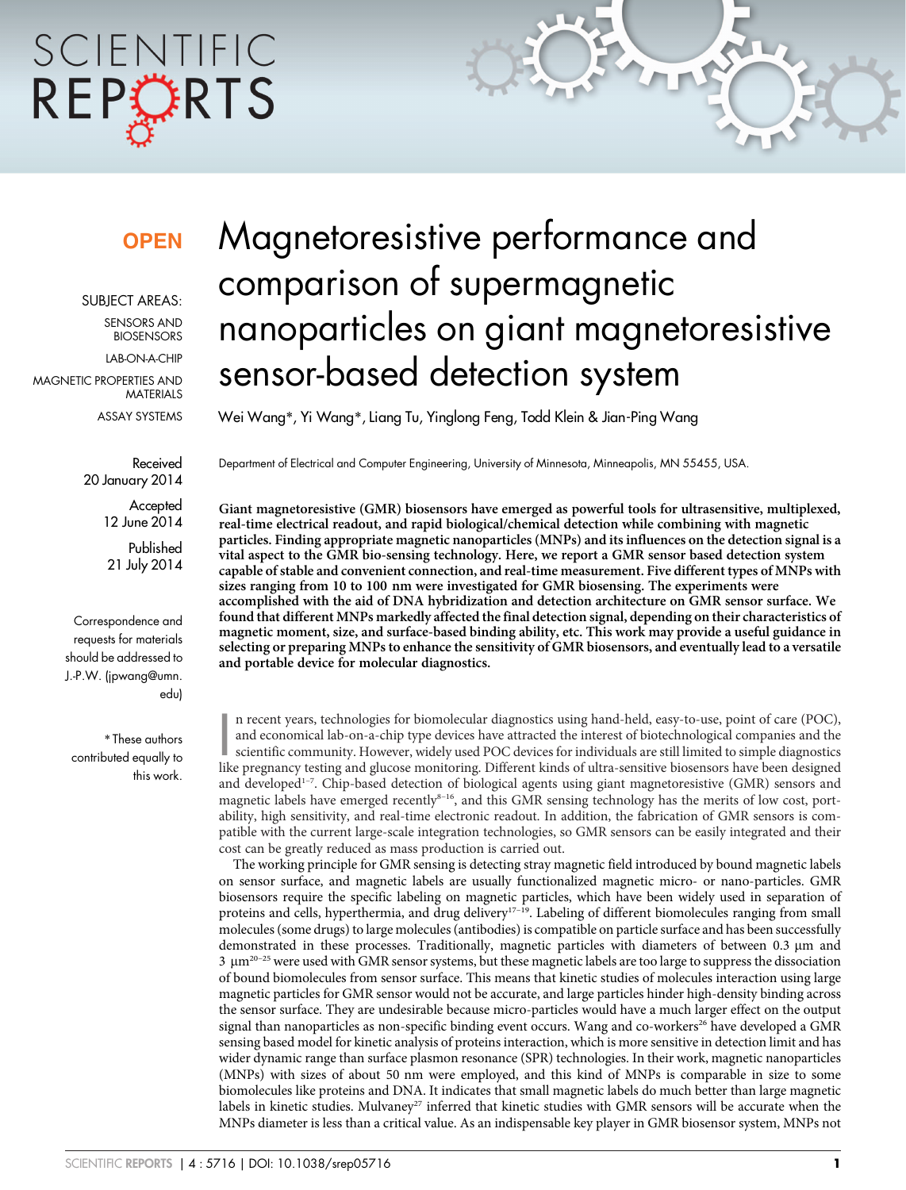OPEN

SUBJECT AREAS:

SENSORS AND BIOSENSORS

LAB-ON-A-CHIP

MAGNETIC PROPERTIES AND MATERIALS

ASSAY SYSTEMS

Received
20 January 2014

Accepted
12 June 2014

Published
21 July 2014

Correspondence and requests for materials should be addressed to J.-P.W. (jpwang@umn.edu)

* These authors contributed equally to this work.

# Magnetoresistive performance and comparison of supermagnetic nanoparticles on giant magnetoresistive sensor-based detection system

Wei Wang*, Yi Wang*, Liang Tu, Yinglong Feng, Todd Klein & Jian-Ping Wang

Department of Electrical and Computer Engineering, University of Minnesota, Minneapolis, MN 55455, USA.

**Giant magnetoresistive (GMR) biosensors have emerged as powerful tools for ultrasensitive, multiplexed, real-time electrical readout, and rapid biological/chemical detection while combining with magnetic particles. Finding appropriate magnetic nanoparticles (MNPs) and its influences on the detection signal is a vital aspect to the GMR bio-sensing technology. Here, we report a GMR sensor based detection system capable of stable and convenient connection, and real-time measurement. Five different types of MNPs with sizes ranging from 10 to 100 nm were investigated for GMR biosensing. The experiments were accomplished with the aid of DNA hybridization and detection architecture on GMR sensor surface. We found that different MNPs markedly affected the final detection signal, depending on their characteristics of magnetic moment, size, and surface-based binding ability, etc. This work may provide a useful guidance in selecting or preparing MNPs to enhance the sensitivity of GMR biosensors, and eventually lead to a versatile and portable device for molecular diagnostics.**

In recent years, technologies for biomolecular diagnostics using hand-held, easy-to-use, point of care (POC), and economical lab-on-a-chip type devices have attracted the interest of biotechnological companies and the scientific community. However, widely used POC devices for individuals are still limited to simple diagnostics like pregnancy testing and glucose monitoring. Different kinds of ultra-sensitive biosensors have been designed and developed[1–7]. Chip-based detection of biological agents using giant magnetoresistive (GMR) sensors and magnetic labels have emerged recently[8–16], and this GMR sensing technology has the merits of low cost, portability, high sensitivity, and real-time electronic readout. In addition, the fabrication of GMR sensors is compatible with the current large-scale integration technologies, so GMR sensors can be easily integrated and their cost can be greatly reduced as mass production is carried out.

The working principle for GMR sensing is detecting stray magnetic field introduced by bound magnetic labels on sensor surface, and magnetic labels are usually functionalized magnetic micro- or nano-particles. GMR biosensors require the specific labeling on magnetic particles, which have been widely used in separation of proteins and cells, hyperthermia, and drug delivery[17–19]. Labeling of different biomolecules ranging from small molecules (some drugs) to large molecules (antibodies) is compatible on particle surface and has been successfully demonstrated in these processes. Traditionally, magnetic particles with diameters of between 0.3 μm and 3 μm[20–25] were used with GMR sensor systems, but these magnetic labels are too large to suppress the dissociation of bound biomolecules from sensor surface. This means that kinetic studies of molecules interaction using large magnetic particles for GMR sensor would not be accurate, and large particles hinder high-density binding across the sensor surface. They are undesirable because micro-particles would have a much larger effect on the output signal than nanoparticles as non-specific binding event occurs. Wang and co-workers[26] have developed a GMR sensing based model for kinetic analysis of proteins interaction, which is more sensitive in detection limit and has wider dynamic range than surface plasmon resonance (SPR) technologies. In their work, magnetic nanoparticles (MNPs) with sizes of about 50 nm were employed, and this kind of MNPs is comparable in size to some biomolecules like proteins and DNA. It indicates that small magnetic labels do much better than large magnetic labels in kinetic studies. Mulvaney[27] inferred that kinetic studies with GMR sensors will be accurate when the MNPs diameter is less than a critical value. As an indispensable key player in GMR biosensor system, MNPs not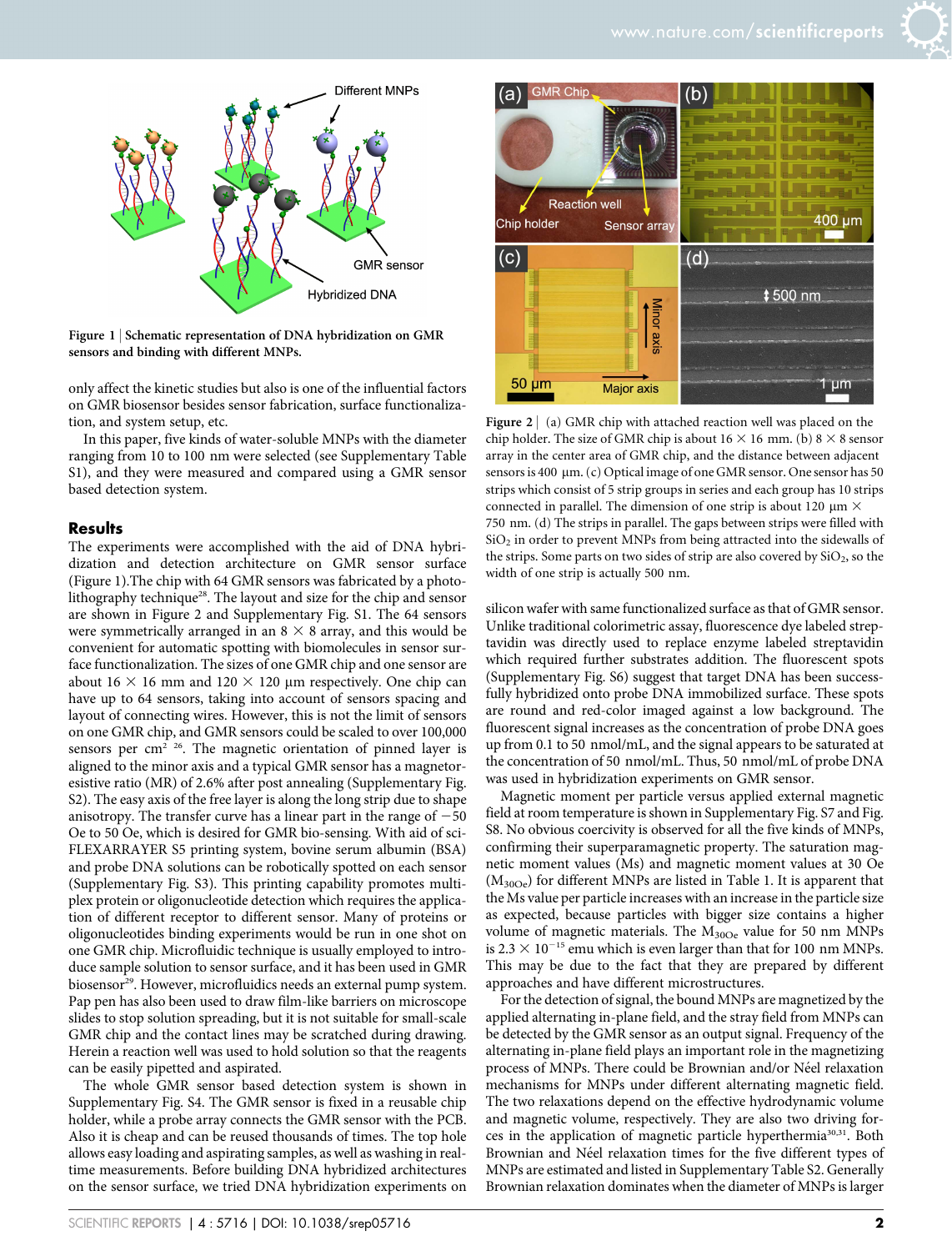Figure 1 | Schematic representation of DNA hybridization on GMR sensors and binding with different MNPs.

only affect the kinetic studies but also is one of the influential factors on GMR biosensor besides sensor fabrication, surface functionalization, and system setup, etc.

In this paper, five kinds of water-soluble MNPs with the diameter ranging from 10 to 100 nm were selected (see Supplementary Table S1), and they were measured and compared using a GMR sensor based detection system.

## Results

The experiments were accomplished with the aid of DNA hybridization and detection architecture on GMR sensor surface (Figure 1).The chip with 64 GMR sensors was fabricated by a photolithography technique[28]. The layout and size for the chip and sensor are shown in Figure 2 and Supplementary Fig. S1. The 64 sensors were symmetrically arranged in an 8 × 8 array, and this would be convenient for automatic spotting with biomolecules in sensor surface functionalization. The sizes of one GMR chip and one sensor are about 16 × 16 mm and 120 × 120 μm respectively. One chip can have up to 64 sensors, taking into account of sensors spacing and layout of connecting wires. However, this is not the limit of sensors on one GMR chip, and GMR sensors could be scaled to over 100,000 sensors per $cm^2$ [26]. The magnetic orientation of pinned layer is aligned to the minor axis and a typical GMR sensor has a magnetoresistive ratio (MR) of 2.6% after post annealing (Supplementary Fig. S2). The easy axis of the free layer is along the long strip due to shape anisotropy. The transfer curve has a linear part in the range of −50 Oe to 50 Oe, which is desired for GMR bio-sensing. With aid of sciFLEXARRAYER S5 printing system, bovine serum albumin (BSA) and probe DNA solutions can be robotically spotted on each sensor (Supplementary Fig. S3). This printing capability promotes multiplex protein or oligonucleotide detection which requires the application of different receptor to different sensor. Many of proteins or oligonucleotides binding experiments would be run in one shot on one GMR chip. Microfluidic technique is usually employed to introduce sample solution to sensor surface, and it has been used in GMR biosensor[29]. However, microfluidics needs an external pump system. Pap pen has also been used to draw film-like barriers on microscope slides to stop solution spreading, but it is not suitable for small-scale GMR chip and the contact lines may be scratched during drawing. Herein a reaction well was used to hold solution so that the reagents can be easily pipetted and aspirated.

The whole GMR sensor based detection system is shown in Supplementary Fig. S4. The GMR sensor is fixed in a reusable chip holder, while a probe array connects the GMR sensor with the PCB. Also it is cheap and can be reused thousands of times. The top hole allows easy loading and aspirating samples, as well as washing in real-time measurements. Before building DNA hybridized architectures on the sensor surface, we tried DNA hybridization experiments on silicon wafer with same functionalized surface as that of GMR sensor. Unlike traditional colorimetric assay, fluorescence dye labeled streptavidin was directly used to replace enzyme labeled streptavidin which required further substrates addition. The fluorescent spots (Supplementary Fig. S6) suggest that target DNA has been successfully hybridized onto probe DNA immobilized surface. These spots are round and red-color imaged against a low background. The fluorescent signal increases as the concentration of probe DNA goes up from 0.1 to 50 nmol/mL, and the signal appears to be saturated at the concentration of 50 nmol/mL. Thus, 50 nmol/mL of probe DNA was used in hybridization experiments on GMR sensor.

Figure 2 | (a) GMR chip with attached reaction well was placed on the chip holder. The size of GMR chip is about 16 × 16 mm. (b) 8 × 8 sensor array in the center area of GMR chip, and the distance between adjacent sensors is 400 μm. (c) Optical image of one GMR sensor. One sensor has 50 strips which consist of 5 strip groups in series and each group has 10 strips connected in parallel. The dimension of one strip is about 120 μm × 750 nm. (d) The strips in parallel. The gaps between strips were filled with $SiO_2$ in order to prevent MNPs from being attracted into the sidewalls of the strips. Some parts on two sides of strip are also covered by $SiO_2$, so the width of one strip is actually 500 nm.

Magnetic moment per particle versus applied external magnetic field at room temperature is shown in Supplementary Fig. S7 and Fig. S8. No obvious coercivity is observed for all the five kinds of MNPs, confirming their superparamagnetic property. The saturation magnetic moment values (Ms) and magnetic moment values at 30 Oe ($M_{30Oe}$) for different MNPs are listed in Table 1. It is apparent that the Ms value per particle increases with an increase in the particle size as expected, because particles with bigger size contains a higher volume of magnetic materials. The $M_{30Oe}$ value for 50 nm MNPs is $2.3 \times 10^{-15}$ emu which is even larger than that for 100 nm MNPs. This may be due to the fact that they are prepared by different approaches and have different microstructures.

For the detection of signal, the bound MNPs are magnetized by the applied alternating in-plane field, and the stray field from MNPs can be detected by the GMR sensor as an output signal. Frequency of the alternating in-plane field plays an important role in the magnetizing process of MNPs. There could be Brownian and/or Néel relaxation mechanisms for MNPs under different alternating magnetic field. The two relaxations depend on the effective hydrodynamic volume and magnetic volume, respectively. They are also two driving forces in the application of magnetic particle hyperthermia[30,31]. Both Brownian and Néel relaxation times for the five different types of MNPs are estimated and listed in Supplementary Table S2. Generally Brownian relaxation dominates when the diameter of MNPs is larger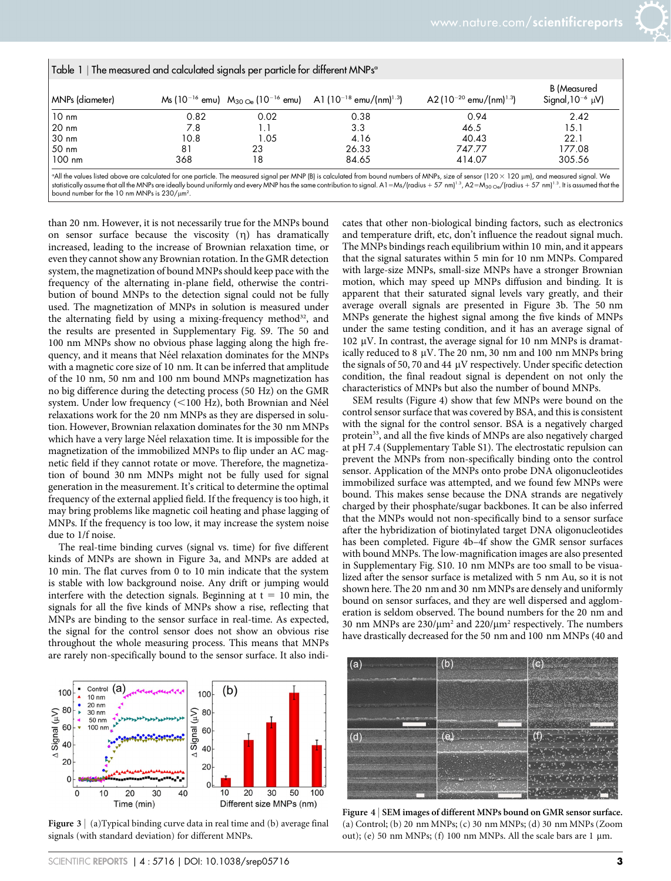Table 1 | The measured and calculated signals per particle for different MNPs[a]

| MNPs (diameter) | Ms ($10^{-16}$ emu) | $M_{30\ Oe}$ ($10^{-16}$ emu) | A1 ($10^{-18}$ emu/(nm)$^{1.3}$) | A2 ($10^{-20}$ emu/(nm)$^{1.3}$) | B (Measured Signal, $10^{-6}$ μV) |
|---|---|---|---|---|---|
| 10 nm | 0.82 | 0.02 | 0.38 | 0.94 | 2.42 |
| 20 nm | 7.8 | 1.1 | 3.3 | 46.5 | 15.1 |
| 30 nm | 10.8 | 1.05 | 4.16 | 40.43 | 22.1 |
| 50 nm | 81 | 23 | 26.33 | 747.77 | 177.08 |
| 100 nm | 368 | 18 | 84.65 | 414.07 | 305.56 |

[a]All the values listed above are calculated for one particle. The measured signal per MNP (B) is calculated from bound numbers of MNPs, size of sensor (120 × 120 μm), and measured signal. We statistically assume that all the MNPs are ideally bound uniformly and every MNP has the same contribution to signal. A1 = Ms/(radius + 57 nm)$^{1.3}$, A2 = $M_{30\ Oe}$/(radius + 57 nm)$^{1.3}$. It is assumed that the bound number for the 10 nm MNPs is 230/μm$^2$.

than 20 nm. However, it is not necessarily true for the MNPs bound on sensor surface because the viscosity (η) has dramatically increased, leading to the increase of Brownian relaxation time, or even they cannot show any Brownian rotation. In the GMR detection system, the magnetization of bound MNPs should keep pace with the frequency of the alternating in-plane field, otherwise the contribution of bound MNPs to the detection signal could not be fully used. The magnetization of MNPs in solution is measured under the alternating field by using a mixing-frequency method[32], and the results are presented in Supplementary Fig. S9. The 50 and 100 nm MNPs show no obvious phase lagging along the high frequency, and it means that Néel relaxation dominates for the MNPs with a magnetic core size of 10 nm. It can be inferred that amplitude of the 10 nm, 50 nm and 100 nm bound MNPs magnetization has no big difference during the detecting process (50 Hz) on the GMR system. Under low frequency (<100 Hz), both Brownian and Néel relaxations work for the 20 nm MNPs as they are dispersed in solution. However, Brownian relaxation dominates for the 30 nm MNPs which have a very large Néel relaxation time. It is impossible for the magnetization of the immobilized MNPs to flip under an AC magnetic field if they cannot rotate or move. Therefore, the magnetization of bound 30 nm MNPs might not be fully used for signal generation in the measurement. It's critical to determine the optimal frequency of the external applied field. If the frequency is too high, it may bring problems like magnetic coil heating and phase lagging of MNPs. If the frequency is too low, it may increase the system noise due to 1/f noise.

The real-time binding curves (signal vs. time) for five different kinds of MNPs are shown in Figure 3a, and MNPs are added at 10 min. The flat curves from 0 to 10 min indicate that the system is stable with low background noise. Any drift or jumping would interfere with the detection signals. Beginning at t = 10 min, the signals for all the five kinds of MNPs show a rise, reflecting that MNPs are binding to the sensor surface in real-time. As expected, the signal for the control sensor does not show an obvious rise throughout the whole measuring process. This means that MNPs are rarely non-specifically bound to the sensor surface. It also indicates that other non-biological binding factors, such as electronics and temperature drift, etc, don't influence the readout signal much. The MNPs bindings reach equilibrium within 10 min, and it appears that the signal saturates within 5 min for 10 nm MNPs. Compared with large-size MNPs, small-size MNPs have a stronger Brownian motion, which may speed up MNPs diffusion and binding. It is apparent that their saturated signal levels vary greatly, and their average overall signals are presented in Figure 3b. The 50 nm MNPs generate the highest signal among the five kinds of MNPs under the same testing condition, and it has an average signal of 102 μV. In contrast, the average signal for 10 nm MNPs is dramatically reduced to 8 μV. The 20 nm, 30 nm and 100 nm MNPs bring the signals of 50, 70 and 44 μV respectively. Under specific detection condition, the final readout signal is dependent on not only the characteristics of MNPs but also the number of bound MNPs.

SEM results (Figure 4) show that few MNPs were bound on the control sensor surface that was covered by BSA, and this is consistent with the signal for the control sensor. BSA is a negatively charged protein[33], and all the five kinds of MNPs are also negatively charged at pH 7.4 (Supplementary Table S1). The electrostatic repulsion can prevent the MNPs from non-specifically binding onto the control sensor. Application of the MNPs onto probe DNA oligonucleotides immobilized surface was attempted, and we found few MNPs were bound. This makes sense because the DNA strands are negatively charged by their phosphate/sugar backbones. It can be also inferred that the MNPs would not non-specifically bind to a sensor surface after the hybridization of biotinylated target DNA oligonucleotides has been completed. Figure 4b–4f show the GMR sensor surfaces with bound MNPs. The low-magnification images are also presented in Supplementary Fig. S10. 10 nm MNPs are too small to be visualized after the sensor surface is metalized with 5 nm Au, so it is not shown here. The 20 nm and 30 nm MNPs are densely and uniformly bound on sensor surfaces, and they are well dispersed and agglomeration is seldom observed. The bound numbers for the 20 nm and 30 nm MNPs are 230/μm$^2$ and 220/μm$^2$ respectively. The numbers have drastically decreased for the 50 nm and 100 nm MNPs (40 and

**Figure 3** | (a)Typical binding curve data in real time and (b) average final signals (with standard deviation) for different MNPs.

**Figure 4** | **SEM images of different MNPs bound on GMR sensor surface.** (a) Control; (b) 20 nm MNPs; (c) 30 nm MNPs; (d) 30 nm MNPs (Zoom out); (e) 50 nm MNPs; (f) 100 nm MNPs. All the scale bars are 1 μm.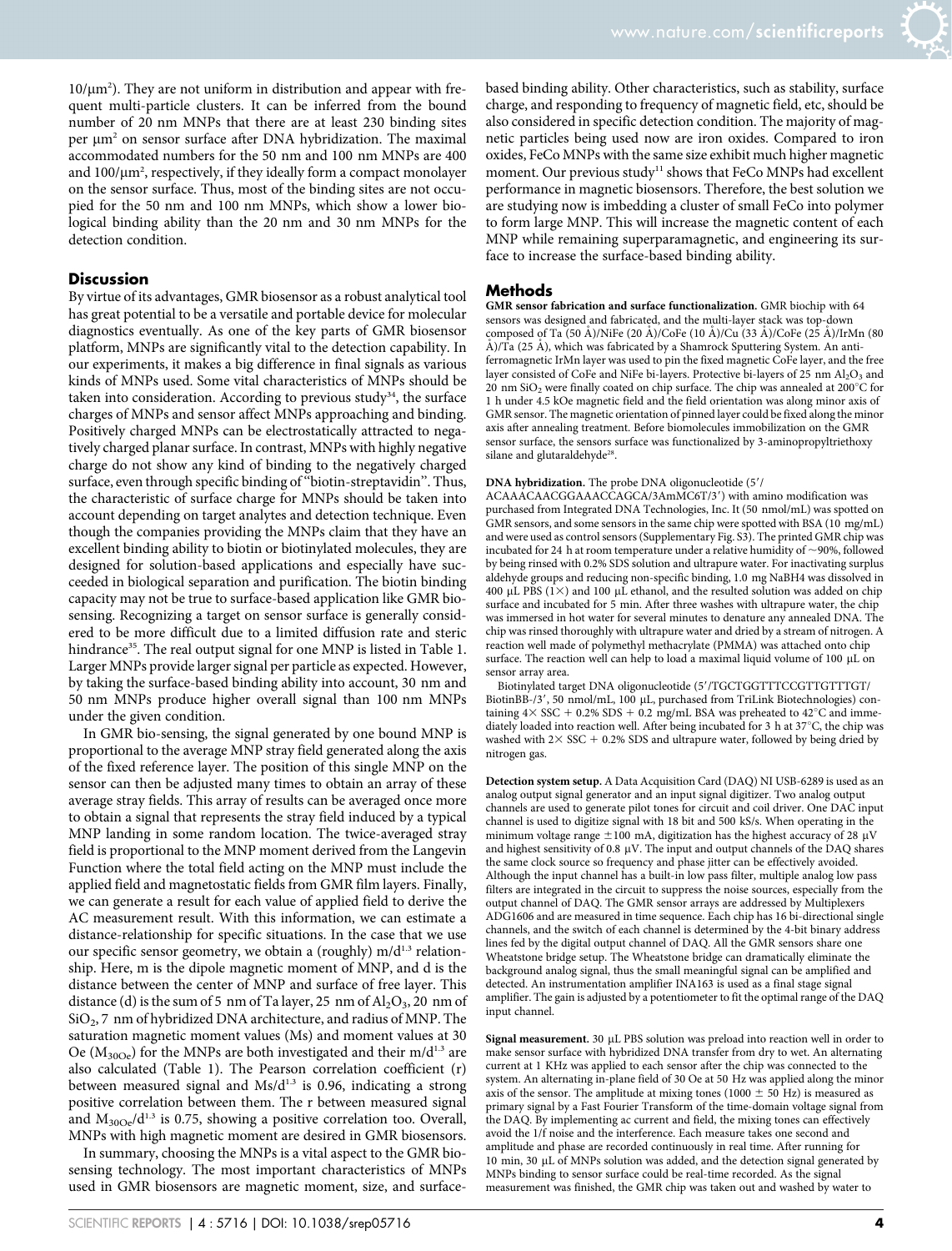10/μm²). They are not uniform in distribution and appear with frequent multi-particle clusters. It can be inferred from the bound number of 20 nm MNPs that there are at least 230 binding sites per μm² on sensor surface after DNA hybridization. The maximal accommodated numbers for the 50 nm and 100 nm MNPs are 400 and 100/μm², respectively, if they ideally form a compact monolayer on the sensor surface. Thus, most of the binding sites are not occupied for the 50 nm and 100 nm MNPs, which show a lower biological binding ability than the 20 nm and 30 nm MNPs for the detection condition.

## Discussion

By virtue of its advantages, GMR biosensor as a robust analytical tool has great potential to be a versatile and portable device for molecular diagnostics eventually. As one of the key parts of GMR biosensor platform, MNPs are significantly vital to the detection capability. In our experiments, it makes a big difference in final signals as various kinds of MNPs used. Some vital characteristics of MNPs should be taken into consideration. According to previous study[34], the surface charges of MNPs and sensor affect MNPs approaching and binding. Positively charged MNPs can be electrostatically attracted to negatively charged planar surface. In contrast, MNPs with highly negative charge do not show any kind of binding to the negatively charged surface, even through specific binding of "biotin-streptavidin". Thus, the characteristic of surface charge for MNPs should be taken into account depending on target analytes and detection technique. Even though the companies providing the MNPs claim that they have an excellent binding ability to biotin or biotinylated molecules, they are designed for solution-based applications and especially have succeeded in biological separation and purification. The biotin binding capacity may not be true to surface-based application like GMR biosensing. Recognizing a target on sensor surface is generally considered to be more difficult due to a limited diffusion rate and steric hindrance[35]. The real output signal for one MNP is listed in Table 1. Larger MNPs provide larger signal per particle as expected. However, by taking the surface-based binding ability into account, 30 nm and 50 nm MNPs produce higher overall signal than 100 nm MNPs under the given condition.

In GMR bio-sensing, the signal generated by one bound MNP is proportional to the average MNP stray field generated along the axis of the fixed reference layer. The position of this single MNP on the sensor can then be adjusted many times to obtain an array of these average stray fields. This array of results can be averaged once more to obtain a signal that represents the stray field induced by a typical MNP landing in some random location. The twice-averaged stray field is proportional to the MNP moment derived from the Langevin Function where the total field acting on the MNP must include the applied field and magnetostatic fields from GMR film layers. Finally, we can generate a result for each value of applied field to derive the AC measurement result. With this information, we can estimate a distance-relationship for specific situations. In the case that we use our specific sensor geometry, we obtain a (roughly) $m/d^{1.3}$ relationship. Here, m is the dipole magnetic moment of MNP, and d is the distance between the center of MNP and surface of free layer. This distance (d) is the sum of 5 nm of Ta layer, 25 nm of $Al_2O_3$, 20 nm of $SiO_2$, 7 nm of hybridized DNA architecture, and radius of MNP. The saturation magnetic moment values (Ms) and moment values at 30 Oe ($M_{30Oe}$) for the MNPs are both investigated and their $m/d^{1.3}$ are also calculated (Table 1). The Pearson correlation coefficient (r) between measured signal and $Ms/d^{1.3}$ is 0.96, indicating a strong positive correlation between them. The r between measured signal and $M_{30Oe}/d^{1.3}$ is 0.75, showing a positive correlation too. Overall, MNPs with high magnetic moment are desired in GMR biosensors.

In summary, choosing the MNPs is a vital aspect to the GMR biosensing technology. The most important characteristics of MNPs used in GMR biosensors are magnetic moment, size, and surface-based binding ability. Other characteristics, such as stability, surface charge, and responding to frequency of magnetic field, etc, should be also considered in specific detection condition. The majority of magnetic particles being used now are iron oxides. Compared to iron oxides, FeCo MNPs with the same size exhibit much higher magnetic moment. Our previous study[11] shows that FeCo MNPs had excellent performance in magnetic biosensors. Therefore, the best solution we are studying now is imbedding a cluster of small FeCo into polymer to form large MNP. This will increase the magnetic content of each MNP while remaining superparamagnetic, and engineering its surface to increase the surface-based binding ability.

## Methods

**GMR sensor fabrication and surface functionalization.** GMR biochip with 64 sensors was designed and fabricated, and the multi-layer stack was top-down composed of Ta (50 Å)/NiFe (20 Å)/CoFe (10 Å)/Cu (33 Å)/CoFe (25 Å)/IrMn (80 Å)/Ta (25 Å), which was fabricated by a Shamrock Sputtering System. An anti-ferromagnetic IrMn layer was used to pin the fixed magnetic CoFe layer, and the free layer consisted of CoFe and NiFe bi-layers. Protective bi-layers of 25 nm $Al_2O_3$ and 20 nm $SiO_2$ were finally coated on chip surface. The chip was annealed at 200°C for 1 h under 4.5 kOe magnetic field and the field orientation was along minor axis of GMR sensor. The magnetic orientation of pinned layer could be fixed along the minor axis after annealing treatment. Before biomolecules immobilization on the GMR sensor surface, the sensors surface was functionalized by 3-aminopropyltriethoxy silane and glutaraldehyde[28].

**DNA hybridization.** The probe DNA oligonucleotide (5′/ACAAACAACGGAAACCAGCA/3AmMC6T/3′) with amino modification was purchased from Integrated DNA Technologies, Inc. It (50 nmol/mL) was spotted on GMR sensors, and some sensors in the same chip were spotted with BSA (10 mg/mL) and were used as control sensors (Supplementary Fig. S3). The printed GMR chip was incubated for 24 h at room temperature under a relative humidity of ~90%, followed by being rinsed with 0.2% SDS solution and ultrapure water. For inactivating surplus aldehyde groups and reducing non-specific binding, 1.0 mg NaBH4 was dissolved in 400 μL PBS (1×) and 100 μL ethanol, and the resulted solution was added on chip surface and incubated for 5 min. After three washes with ultrapure water, the chip was immersed in hot water for several minutes to denature any annealed DNA. The chip was rinsed thoroughly with ultrapure water and dried by a stream of nitrogen. A reaction well made of polymethyl methacrylate (PMMA) was attached onto chip surface. The reaction well can help to load a maximal liquid volume of 100 μL on sensor array area.

Biotinylated target DNA oligonucleotide (5′/TGCTGGTTTCCGTTGTTTGT/BiotinBB-/3′, 50 nmol/mL, 100 μL, purchased from TriLink Biotechnologies) containing 4× SSC + 0.2% SDS + 0.2 mg/mL BSA was preheated to 42°C and immediately loaded into reaction well. After being incubated for 3 h at 37°C, the chip was washed with 2× SSC + 0.2% SDS and ultrapure water, followed by being dried by nitrogen gas.

**Detection system setup.** A Data Acquisition Card (DAQ) NI USB-6289 is used as an analog output signal generator and an input signal digitizer. Two analog output channels are used to generate pilot tones for circuit and coil driver. One DAC input channel is used to digitize signal with 18 bit and 500 kS/s. When operating in the minimum voltage range ±100 mA, digitization has the highest accuracy of 28 μV and highest sensitivity of 0.8 μV. The input and output channels of the DAQ shares the same clock source so frequency and phase jitter can be effectively avoided. Although the input channel has a built-in low pass filter, multiple analog low pass filters are integrated in the circuit to suppress the noise sources, especially from the output channel of DAQ. The GMR sensor arrays are addressed by Multiplexers ADG1606 and are measured in time sequence. Each chip has 16 bi-directional single channels, and the switch of each channel is determined by the 4-bit binary address lines fed by the digital output channel of DAQ. All the GMR sensors share one Wheatstone bridge setup. The Wheatstone bridge can dramatically eliminate the background analog signal, thus the small meaningful signal can be amplified and detected. An instrumentation amplifier INA163 is used as a final stage signal amplifier. The gain is adjusted by a potentiometer to fit the optimal range of the DAQ input channel.

**Signal measurement.** 30 μL PBS solution was preload into reaction well in order to make sensor surface with hybridized DNA transfer from dry to wet. An alternating current at 1 KHz was applied to each sensor after the chip was connected to the system. An alternating in-plane field of 30 Oe at 50 Hz was applied along the minor axis of the sensor. The amplitude at mixing tones (1000 ± 50 Hz) is measured as primary signal by a Fast Fourier Transform of the time-domain voltage signal from the DAQ. By implementing ac current and field, the mixing tones can effectively avoid the 1/f noise and the interference. Each measure takes one second and amplitude and phase are recorded continuously in real time. After running for 10 min, 30 μL of MNPs solution was added, and the detection signal generated by MNPs binding to sensor surface could be real-time recorded. As the signal measurement was finished, the GMR chip was taken out and washed by water to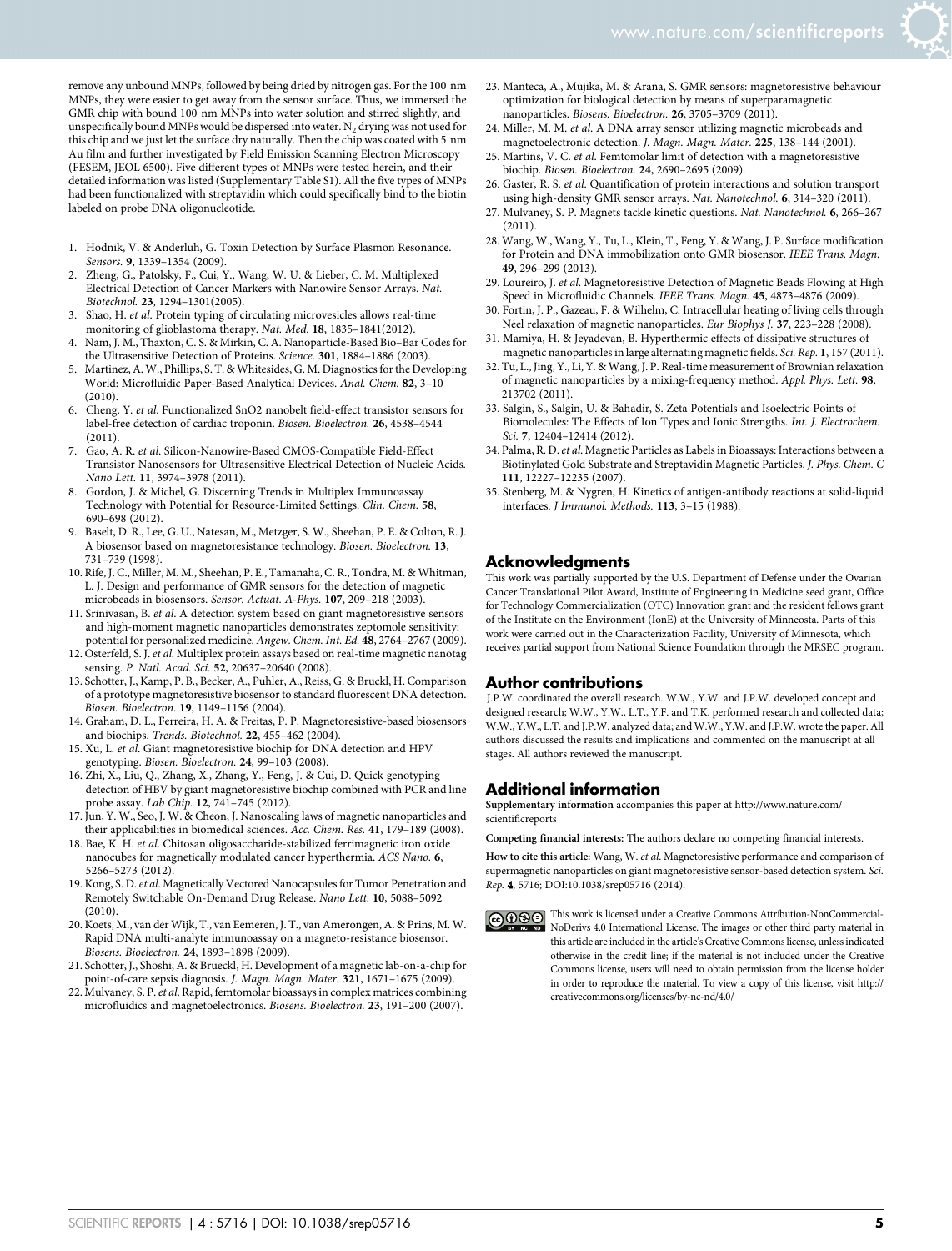remove any unbound MNPs, followed by being dried by nitrogen gas. For the 100 nm MNPs, they were easier to get away from the sensor surface. Thus, we immersed the GMR chip with bound 100 nm MNPs into water solution and stirred slightly, and unspecifically bound MNPs would be dispersed into water. $N_2$ drying was not used for this chip and we just let the surface dry naturally. Then the chip was coated with 5 nm Au film and further investigated by Field Emission Scanning Electron Microscopy (FESEM, JEOL 6500). Five different types of MNPs were tested herein, and their detailed information was listed (Supplementary Table S1). All the five types of MNPs had been functionalized with streptavidin which could specifically bind to the biotin labeled on probe DNA oligonucleotide.

1. Hodnik, V. & Anderluh, G. Toxin Detection by Surface Plasmon Resonance. *Sensors.* **9**, 1339–1354 (2009).
2. Zheng, G., Patolsky, F., Cui, Y., Wang, W. U. & Lieber, C. M. Multiplexed Electrical Detection of Cancer Markers with Nanowire Sensor Arrays. *Nat. Biotechnol.* **23**, 1294–1301(2005).
3. Shao, H. *et al.* Protein typing of circulating microvesicles allows real-time monitoring of glioblastoma therapy. *Nat. Med.* **18**, 1835–1841(2012).
4. Nam, J. M., Thaxton, C. S. & Mirkin, C. A. Nanoparticle-Based Bio–Bar Codes for the Ultrasensitive Detection of Proteins. *Science.* **301**, 1884–1886 (2003).
5. Martinez, A. W., Phillips, S. T. & Whitesides, G. M. Diagnostics for the Developing World: Microfluidic Paper-Based Analytical Devices. *Anal. Chem.* **82**, 3–10 (2010).
6. Cheng, Y. *et al.* Functionalized SnO2 nanobelt field-effect transistor sensors for label-free detection of cardiac troponin. *Biosen. Bioelectron.* **26**, 4538–4544 (2011).
7. Gao, A. R. *et al.* Silicon-Nanowire-Based CMOS-Compatible Field-Effect Transistor Nanosensors for Ultrasensitive Electrical Detection of Nucleic Acids. *Nano Lett.* **11**, 3974–3978 (2011).
8. Gordon, J. & Michel, G. Discerning Trends in Multiplex Immunoassay Technology with Potential for Resource-Limited Settings. *Clin. Chem.* **58**, 690–698 (2012).
9. Baselt, D. R., Lee, G. U., Natesan, M., Metzger, S. W., Sheehan, P. E. & Colton, R. J. A biosensor based on magnetoresistance technology. *Biosen. Bioelectron.* **13**, 731–739 (1998).
10. Rife, J. C., Miller, M. M., Sheehan, P. E., Tamanaha, C. R., Tondra, M. & Whitman, L. J. Design and performance of GMR sensors for the detection of magnetic microbeads in biosensors. *Sensor. Actuat. A-Phys.* **107**, 209–218 (2003).
11. Srinivasan, B. *et al.* A detection system based on giant magnetoresistive sensors and high-moment magnetic nanoparticles demonstrates zeptomole sensitivity: potential for personalized medicine. *Angew. Chem. Int. Ed.* **48**, 2764–2767 (2009).
12. Osterfeld, S. J. *et al.* Multiplex protein assays based on real-time magnetic nanotag sensing. *P. Natl. Acad. Sci.* **52**, 20637–20640 (2008).
13. Schotter, J., Kamp, P. B., Becker, A., Puhler, A., Reiss, G. & Bruckl, H. Comparison of a prototype magnetoresistive biosensor to standard fluorescent DNA detection. *Biosen. Bioelectron.* **19**, 1149–1156 (2004).
14. Graham, D. L., Ferreira, H. A. & Freitas, P. P. Magnetoresistive-based biosensors and biochips. *Trends. Biotechnol.* **22**, 455–462 (2004).
15. Xu, L. *et al.* Giant magnetoresistive biochip for DNA detection and HPV genotyping. *Biosen. Bioelectron.* **24**, 99–103 (2008).
16. Zhi, X., Liu, Q., Zhang, X., Zhang, Y., Feng, J. & Cui, D. Quick genotyping detection of HBV by giant magnetoresistive biochip combined with PCR and line probe assay. *Lab Chip.* **12**, 741–745 (2012).
17. Jun, Y. W., Seo, J. W. & Cheon, J. Nanoscaling laws of magnetic nanoparticles and their applicabilities in biomedical sciences. *Acc. Chem. Res.* **41**, 179–189 (2008).
18. Bae, K. H. *et al.* Chitosan oligosaccharide-stabilized ferrimagnetic iron oxide nanocubes for magnetically modulated cancer hyperthermia. *ACS Nano.* **6**, 5266–5273 (2012).
19. Kong, S. D. *et al.* Magnetically Vectored Nanocapsules for Tumor Penetration and Remotely Switchable On-Demand Drug Release. *Nano Lett.* **10**, 5088–5092 (2010).
20. Koets, M., van der Wijk, T., van Eemeren, J. T., van Amerongen, A. & Prins, M. W. Rapid DNA multi-analyte immunoassay on a magneto-resistance biosensor. *Biosens. Bioelectron.* **24**, 1893–1898 (2009).
21. Schotter, J., Shoshi, A. & Brueckl, H. Development of a magnetic lab-on-a-chip for point-of-care sepsis diagnosis. *J. Magn. Magn. Mater.* **321**, 1671–1675 (2009).
22. Mulvaney, S. P. *et al.* Rapid, femtomolar bioassays in complex matrices combining microfluidics and magnetoelectronics. *Biosens. Bioelectron.* **23**, 191–200 (2007).
23. Manteca, A., Mujika, M. & Arana, S. GMR sensors: magnetoresistive behaviour optimization for biological detection by means of superparamagnetic nanoparticles. *Biosens. Bioelectron.* **26**, 3705–3709 (2011).
24. Miller, M. M. *et al.* A DNA array sensor utilizing magnetic microbeads and magnetoelectronic detection. *J. Magn. Magn. Mater.* **225**, 138–144 (2001).
25. Martins, V. C. *et al.* Femtomolar limit of detection with a magnetoresistive biochip. *Biosen. Bioelectron.* **24**, 2690–2695 (2009).
26. Gaster, R. S. *et al.* Quantification of protein interactions and solution transport using high-density GMR sensor arrays. *Nat. Nanotechnol.* **6**, 314–320 (2011).
27. Mulvaney, S. P. Magnets tackle kinetic questions. *Nat. Nanotechnol.* **6**, 266–267 (2011).
28. Wang, W., Wang, Y., Tu, L., Klein, T., Feng, Y. & Wang, J. P. Surface modification for Protein and DNA immobilization onto GMR biosensor. *IEEE Trans. Magn.* **49**, 296–299 (2013).
29. Loureiro, J. *et al.* Magnetoresistive Detection of Magnetic Beads Flowing at High Speed in Microfluidic Channels. *IEEE Trans. Magn.* **45**, 4873–4876 (2009).
30. Fortin, J. P., Gazeau, F. & Wilhelm, C. Intracellular heating of living cells through Néel relaxation of magnetic nanoparticles. *Eur Biophys J.* **37**, 223–228 (2008).
31. Mamiya, H. & Jeyadevan, B. Hyperthermic effects of dissipative structures of magnetic nanoparticles in large alternating magnetic fields. *Sci. Rep.* **1**, 157 (2011).
32. Tu, L., Jing, Y., Li, Y. & Wang, J. P. Real-time measurement of Brownian relaxation of magnetic nanoparticles by a mixing-frequency method. *Appl. Phys. Lett.* **98**, 213702 (2011).
33. Salgin, S., Salgin, U. & Bahadir, S. Zeta Potentials and Isoelectric Points of Biomolecules: The Effects of Ion Types and Ionic Strengths. *Int. J. Electrochem. Sci.* **7**, 12404–12414 (2012).
34. Palma, R. D. *et al.* Magnetic Particles as Labels in Bioassays: Interactions between a Biotinylated Gold Substrate and Streptavidin Magnetic Particles. *J. Phys. Chem. C* **111**, 12227–12235 (2007).
35. Stenberg, M. & Nygren, H. Kinetics of antigen-antibody reactions at solid-liquid interfaces. *J Immunol. Methods.* **113**, 3–15 (1988).

## Acknowledgments

This work was partially supported by the U.S. Department of Defense under the Ovarian Cancer Translational Pilot Award, Institute of Engineering in Medicine seed grant, Office for Technology Commercialization (OTC) Innovation grant and the resident fellows grant of the Institute on the Environment (IonE) at the University of Minnesota. Parts of this work were carried out in the Characterization Facility, University of Minnesota, which receives partial support from National Science Foundation through the MRSEC program.

## Author contributions

J.P.W. coordinated the overall research. W.W., Y.W. and J.P.W. developed concept and designed research; W.W., Y.W., L.T., Y.F. and T.K. performed research and collected data; W.W., Y.W., L.T. and J.P.W. analyzed data; and W.W., Y.W. and J.P.W. wrote the paper. All authors discussed the results and implications and commented on the manuscript at all stages. All authors reviewed the manuscript.

## Additional information

**Supplementary information** accompanies this paper at http://www.nature.com/scientificreports

**Competing financial interests:** The authors declare no competing financial interests.

**How to cite this article:** Wang, W. *et al.* Magnetoresistive performance and comparison of supermagnetic nanoparticles on giant magnetoresistive sensor-based detection system. *Sci. Rep.* **4**, 5716; DOI:10.1038/srep05716 (2014).

This work is licensed under a Creative Commons Attribution-NonCommercial-NoDerivs 4.0 International License. The images or other third party material in this article are included in the article's Creative Commons license, unless indicated otherwise in the credit line; if the material is not included under the Creative Commons license, users will need to obtain permission from the license holder in order to reproduce the material. To view a copy of this license, visit http://creativecommons.org/licenses/by-nc-nd/4.0/